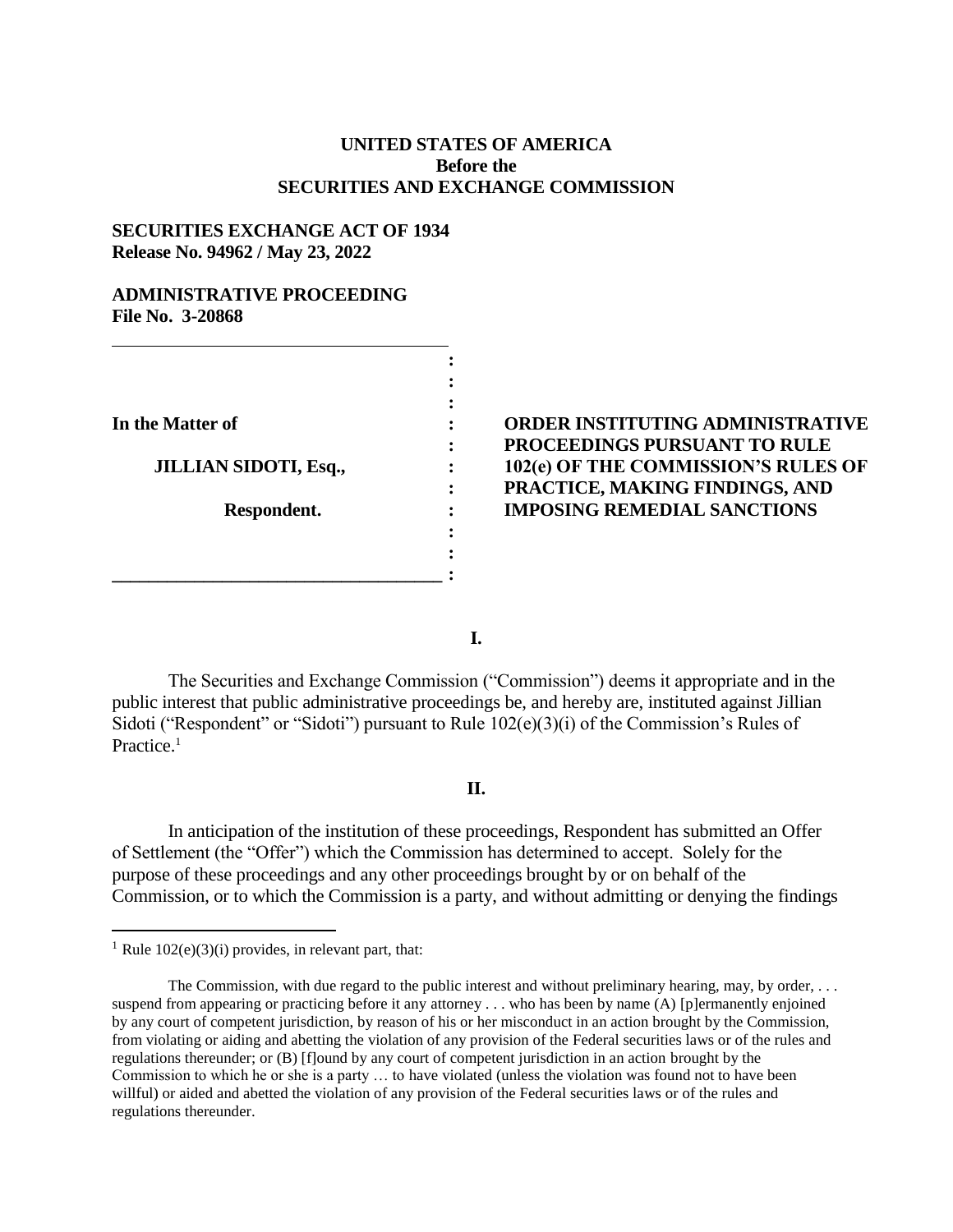**UNITED STATES OF AMERICA**
**Before the**
**SECURITIES AND EXCHANGE COMMISSION**

**SECURITIES EXCHANGE ACT OF 1934**
**Release No. 94962 / May 23, 2022**

**ADMINISTRATIVE PROCEEDING**
**File No. 3-20868**

| | |
|---|---|
| **In the Matter of**<br><br>**JILLIAN SIDOTI, Esq.,**<br><br>**Respondent.** | **ORDER INSTITUTING ADMINISTRATIVE PROCEEDINGS PURSUANT TO RULE 102(e) OF THE COMMISSION'S RULES OF PRACTICE, MAKING FINDINGS, AND IMPOSING REMEDIAL SANCTIONS** |

**I.**

The Securities and Exchange Commission ("Commission") deems it appropriate and in the public interest that public administrative proceedings be, and hereby are, instituted against Jillian Sidoti ("Respondent" or "Sidoti") pursuant to Rule 102(e)(3)(i) of the Commission's Rules of Practice.[1]

**II.**

In anticipation of the institution of these proceedings, Respondent has submitted an Offer of Settlement (the "Offer") which the Commission has determined to accept. Solely for the purpose of these proceedings and any other proceedings brought by or on behalf of the Commission, or to which the Commission is a party, and without admitting or denying the findings

---

[1] Rule 102(e)(3)(i) provides, in relevant part, that:

> The Commission, with due regard to the public interest and without preliminary hearing, may, by order, . . . suspend from appearing or practicing before it any attorney . . . who has been by name (A) [p]ermanently enjoined by any court of competent jurisdiction, by reason of his or her misconduct in an action brought by the Commission, from violating or aiding and abetting the violation of any provision of the Federal securities laws or of the rules and regulations thereunder; or (B) [f]ound by any court of competent jurisdiction in an action brought by the Commission to which he or she is a party … to have violated (unless the violation was found not to have been willful) or aided and abetted the violation of any provision of the Federal securities laws or of the rules and regulations thereunder.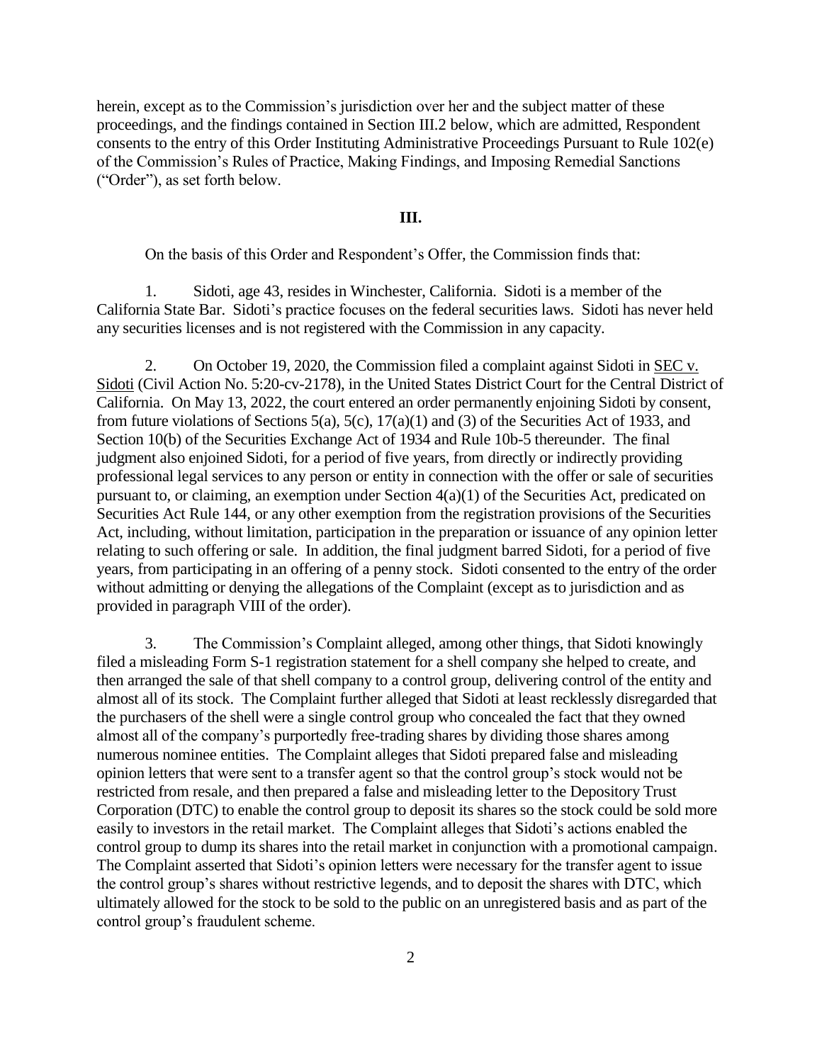herein, except as to the Commission's jurisdiction over her and the subject matter of these proceedings, and the findings contained in Section III.2 below, which are admitted, Respondent consents to the entry of this Order Instituting Administrative Proceedings Pursuant to Rule 102(e) of the Commission's Rules of Practice, Making Findings, and Imposing Remedial Sanctions ("Order"), as set forth below.

## III.

On the basis of this Order and Respondent's Offer, the Commission finds that:

1. Sidoti, age 43, resides in Winchester, California. Sidoti is a member of the California State Bar. Sidoti's practice focuses on the federal securities laws. Sidoti has never held any securities licenses and is not registered with the Commission in any capacity.

2. On October 19, 2020, the Commission filed a complaint against Sidoti in SEC v. Sidoti (Civil Action No. 5:20-cv-2178), in the United States District Court for the Central District of California. On May 13, 2022, the court entered an order permanently enjoining Sidoti by consent, from future violations of Sections 5(a), 5(c), 17(a)(1) and (3) of the Securities Act of 1933, and Section 10(b) of the Securities Exchange Act of 1934 and Rule 10b-5 thereunder. The final judgment also enjoined Sidoti, for a period of five years, from directly or indirectly providing professional legal services to any person or entity in connection with the offer or sale of securities pursuant to, or claiming, an exemption under Section 4(a)(1) of the Securities Act, predicated on Securities Act Rule 144, or any other exemption from the registration provisions of the Securities Act, including, without limitation, participation in the preparation or issuance of any opinion letter relating to such offering or sale. In addition, the final judgment barred Sidoti, for a period of five years, from participating in an offering of a penny stock. Sidoti consented to the entry of the order without admitting or denying the allegations of the Complaint (except as to jurisdiction and as provided in paragraph VIII of the order).

3. The Commission's Complaint alleged, among other things, that Sidoti knowingly filed a misleading Form S-1 registration statement for a shell company she helped to create, and then arranged the sale of that shell company to a control group, delivering control of the entity and almost all of its stock. The Complaint further alleged that Sidoti at least recklessly disregarded that the purchasers of the shell were a single control group who concealed the fact that they owned almost all of the company's purportedly free-trading shares by dividing those shares among numerous nominee entities. The Complaint alleges that Sidoti prepared false and misleading opinion letters that were sent to a transfer agent so that the control group's stock would not be restricted from resale, and then prepared a false and misleading letter to the Depository Trust Corporation (DTC) to enable the control group to deposit its shares so the stock could be sold more easily to investors in the retail market. The Complaint alleges that Sidoti's actions enabled the control group to dump its shares into the retail market in conjunction with a promotional campaign. The Complaint asserted that Sidoti's opinion letters were necessary for the transfer agent to issue the control group's shares without restrictive legends, and to deposit the shares with DTC, which ultimately allowed for the stock to be sold to the public on an unregistered basis and as part of the control group's fraudulent scheme.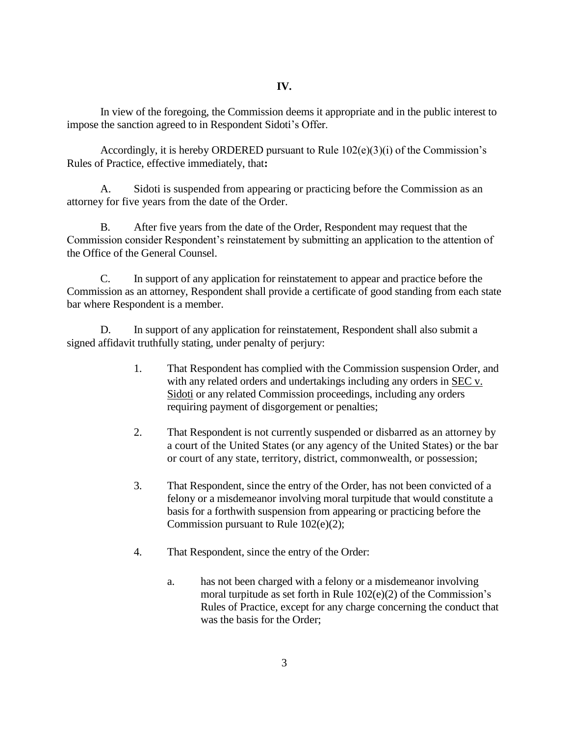## IV.

In view of the foregoing, the Commission deems it appropriate and in the public interest to impose the sanction agreed to in Respondent Sidoti's Offer.

Accordingly, it is hereby ORDERED pursuant to Rule 102(e)(3)(i) of the Commission's Rules of Practice, effective immediately, that**:**

A. Sidoti is suspended from appearing or practicing before the Commission as an attorney for five years from the date of the Order.

B. After five years from the date of the Order, Respondent may request that the Commission consider Respondent's reinstatement by submitting an application to the attention of the Office of the General Counsel.

C. In support of any application for reinstatement to appear and practice before the Commission as an attorney, Respondent shall provide a certificate of good standing from each state bar where Respondent is a member.

D. In support of any application for reinstatement, Respondent shall also submit a signed affidavit truthfully stating, under penalty of perjury:

> 1. That Respondent has complied with the Commission suspension Order, and with any related orders and undertakings including any orders in SEC v. Sidoti or any related Commission proceedings, including any orders requiring payment of disgorgement or penalties;
>
> 2. That Respondent is not currently suspended or disbarred as an attorney by a court of the United States (or any agency of the United States) or the bar or court of any state, territory, district, commonwealth, or possession;
>
> 3. That Respondent, since the entry of the Order, has not been convicted of a felony or a misdemeanor involving moral turpitude that would constitute a basis for a forthwith suspension from appearing or practicing before the Commission pursuant to Rule 102(e)(2);
>
> 4. That Respondent, since the entry of the Order:
>
>     a. has not been charged with a felony or a misdemeanor involving moral turpitude as set forth in Rule 102(e)(2) of the Commission's Rules of Practice, except for any charge concerning the conduct that was the basis for the Order;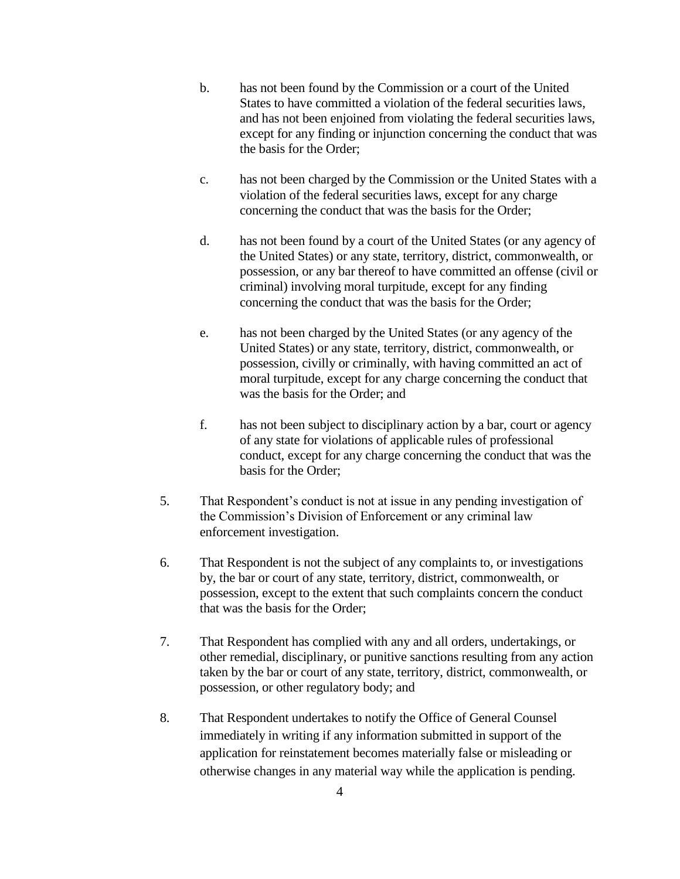b. has not been found by the Commission or a court of the United States to have committed a violation of the federal securities laws, and has not been enjoined from violating the federal securities laws, except for any finding or injunction concerning the conduct that was the basis for the Order;

c. has not been charged by the Commission or the United States with a violation of the federal securities laws, except for any charge concerning the conduct that was the basis for the Order;

d. has not been found by a court of the United States (or any agency of the United States) or any state, territory, district, commonwealth, or possession, or any bar thereof to have committed an offense (civil or criminal) involving moral turpitude, except for any finding concerning the conduct that was the basis for the Order;

e. has not been charged by the United States (or any agency of the United States) or any state, territory, district, commonwealth, or possession, civilly or criminally, with having committed an act of moral turpitude, except for any charge concerning the conduct that was the basis for the Order; and

f. has not been subject to disciplinary action by a bar, court or agency of any state for violations of applicable rules of professional conduct, except for any charge concerning the conduct that was the basis for the Order;

5. That Respondent's conduct is not at issue in any pending investigation of the Commission's Division of Enforcement or any criminal law enforcement investigation.

6. That Respondent is not the subject of any complaints to, or investigations by, the bar or court of any state, territory, district, commonwealth, or possession, except to the extent that such complaints concern the conduct that was the basis for the Order;

7. That Respondent has complied with any and all orders, undertakings, or other remedial, disciplinary, or punitive sanctions resulting from any action taken by the bar or court of any state, territory, district, commonwealth, or possession, or other regulatory body; and

8. That Respondent undertakes to notify the Office of General Counsel immediately in writing if any information submitted in support of the application for reinstatement becomes materially false or misleading or otherwise changes in any material way while the application is pending.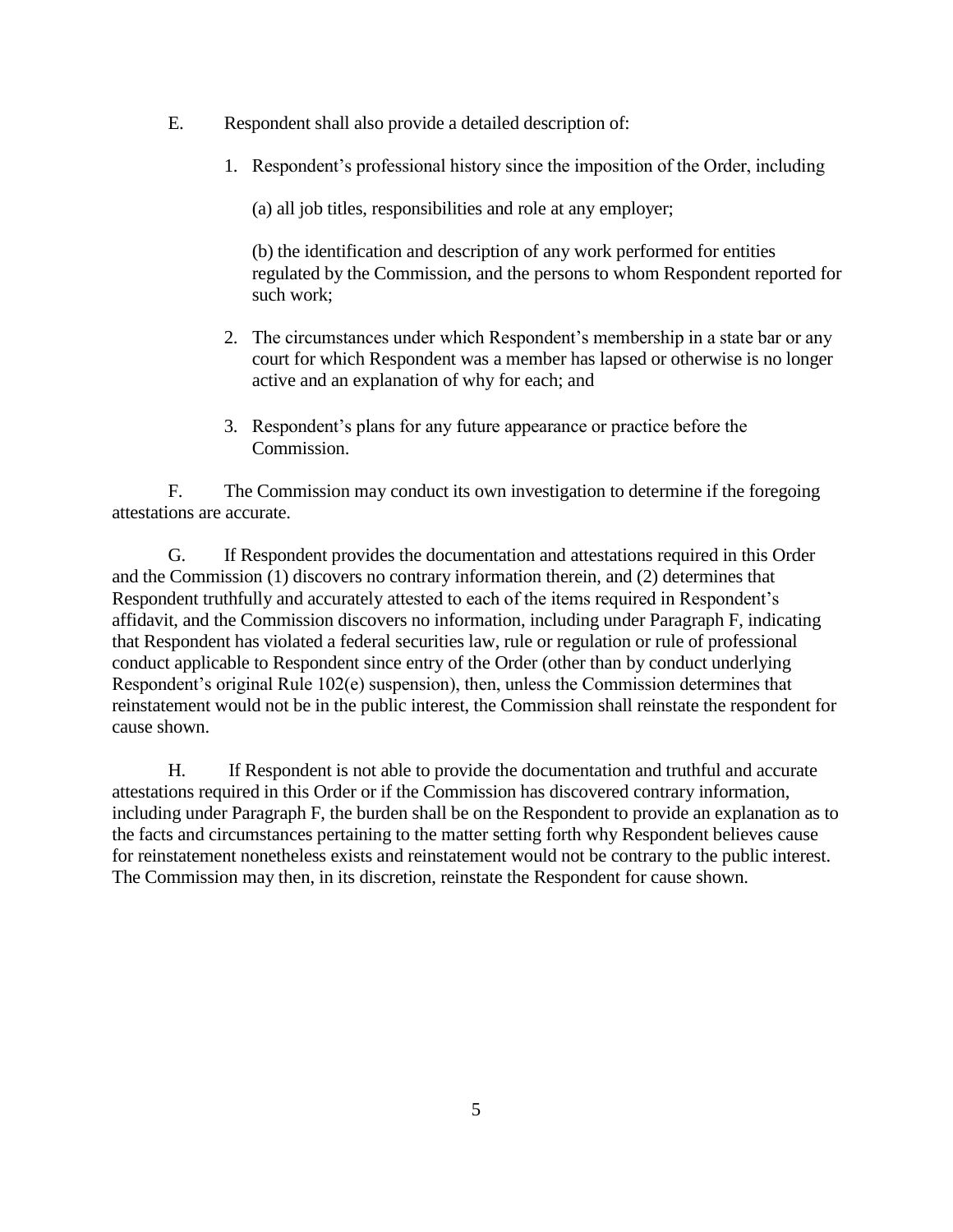E. Respondent shall also provide a detailed description of:

1. Respondent's professional history since the imposition of the Order, including

   (a) all job titles, responsibilities and role at any employer;

   (b) the identification and description of any work performed for entities regulated by the Commission, and the persons to whom Respondent reported for such work;

2. The circumstances under which Respondent's membership in a state bar or any court for which Respondent was a member has lapsed or otherwise is no longer active and an explanation of why for each; and

3. Respondent's plans for any future appearance or practice before the Commission.

F. The Commission may conduct its own investigation to determine if the foregoing attestations are accurate.

G. If Respondent provides the documentation and attestations required in this Order and the Commission (1) discovers no contrary information therein, and (2) determines that Respondent truthfully and accurately attested to each of the items required in Respondent's affidavit, and the Commission discovers no information, including under Paragraph F, indicating that Respondent has violated a federal securities law, rule or regulation or rule of professional conduct applicable to Respondent since entry of the Order (other than by conduct underlying Respondent's original Rule 102(e) suspension), then, unless the Commission determines that reinstatement would not be in the public interest, the Commission shall reinstate the respondent for cause shown.

H. If Respondent is not able to provide the documentation and truthful and accurate attestations required in this Order or if the Commission has discovered contrary information, including under Paragraph F, the burden shall be on the Respondent to provide an explanation as to the facts and circumstances pertaining to the matter setting forth why Respondent believes cause for reinstatement nonetheless exists and reinstatement would not be contrary to the public interest. The Commission may then, in its discretion, reinstate the Respondent for cause shown.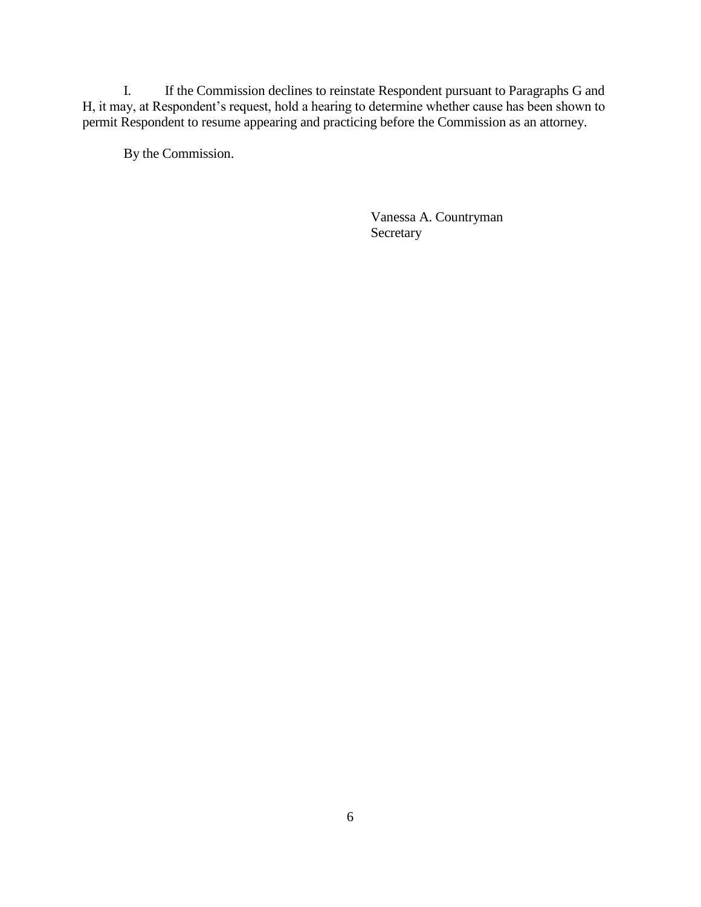I. If the Commission declines to reinstate Respondent pursuant to Paragraphs G and H, it may, at Respondent's request, hold a hearing to determine whether cause has been shown to permit Respondent to resume appearing and practicing before the Commission as an attorney.

By the Commission.

Vanessa A. Countryman
Secretary